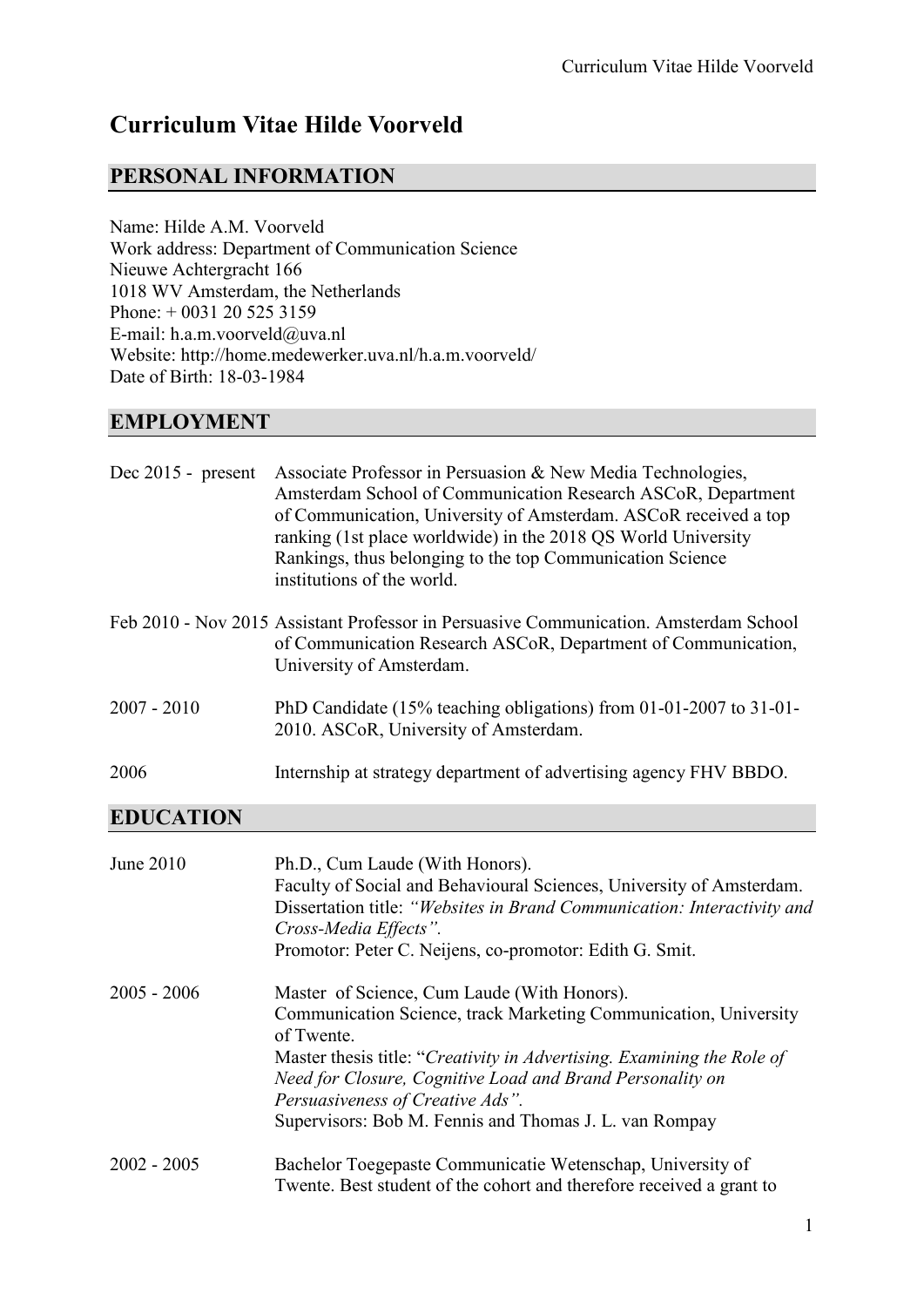# Curriculum Vitae Hilde Voorveld

## PERSONAL INFORMATION

Name: Hilde A.M. Voorveld
Work address: Department of Communication Science
Nieuwe Achtergracht 166
1018 WV Amsterdam, the Netherlands
Phone: + 0031 20 525 3159
E-mail: h.a.m.voorveld@uva.nl
Website: http://home.medewerker.uva.nl/h.a.m.voorveld/
Date of Birth: 18-03-1984

## EMPLOYMENT

| | |
|---|---|
| Dec 2015 - present | Associate Professor in Persuasion & New Media Technologies, Amsterdam School of Communication Research ASCoR, Department of Communication, University of Amsterdam. ASCoR received a top ranking (1st place worldwide) in the 2018 QS World University Rankings, thus belonging to the top Communication Science institutions of the world. |
| Feb 2010 - Nov 2015 | Assistant Professor in Persuasive Communication. Amsterdam School of Communication Research ASCoR, Department of Communication, University of Amsterdam. |
| 2007 - 2010 | PhD Candidate (15% teaching obligations) from 01-01-2007 to 31-01-2010. ASCoR, University of Amsterdam. |
| 2006 | Internship at strategy department of advertising agency FHV BBDO. |

## EDUCATION

| | |
|---|---|
| June 2010 | Ph.D., Cum Laude (With Honors). Faculty of Social and Behavioural Sciences, University of Amsterdam. Dissertation title: *"Websites in Brand Communication: Interactivity and Cross-Media Effects"*. Promotor: Peter C. Neijens, co-promotor: Edith G. Smit. |
| 2005 - 2006 | Master of Science, Cum Laude (With Honors). Communication Science, track Marketing Communication, University of Twente. Master thesis title: "*Creativity in Advertising. Examining the Role of Need for Closure, Cognitive Load and Brand Personality on Persuasiveness of Creative Ads".* Supervisors: Bob M. Fennis and Thomas J. L. van Rompay |
| 2002 - 2005 | Bachelor Toegepaste Communicatie Wetenschap, University of Twente. Best student of the cohort and therefore received a grant to |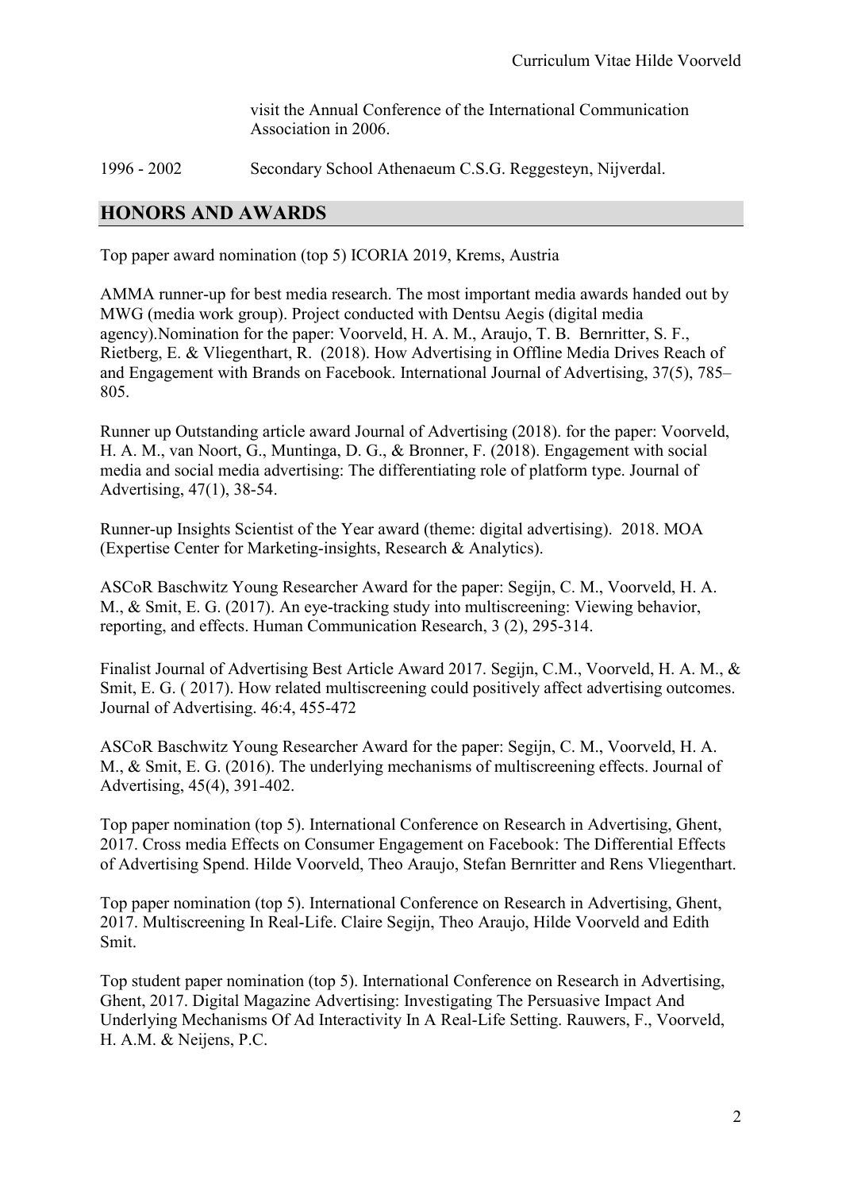visit the Annual Conference of the International Communication Association in 2006.

1996 - 2002 Secondary School Athenaeum C.S.G. Reggesteyn, Nijverdal.

## HONORS AND AWARDS

Top paper award nomination (top 5) ICORIA 2019, Krems, Austria

AMMA runner-up for best media research. The most important media awards handed out by MWG (media work group). Project conducted with Dentsu Aegis (digital media agency).Nomination for the paper: Voorveld, H. A. M., Araujo, T. B. Bernritter, S. F., Rietberg, E. & Vliegenthart, R. (2018). How Advertising in Offline Media Drives Reach of and Engagement with Brands on Facebook. International Journal of Advertising, 37(5), 785–805.

Runner up Outstanding article award Journal of Advertising (2018). for the paper: Voorveld, H. A. M., van Noort, G., Muntinga, D. G., & Bronner, F. (2018). Engagement with social media and social media advertising: The differentiating role of platform type. Journal of Advertising, 47(1), 38-54.

Runner-up Insights Scientist of the Year award (theme: digital advertising). 2018. MOA (Expertise Center for Marketing-insights, Research & Analytics).

ASCoR Baschwitz Young Researcher Award for the paper: Segijn, C. M., Voorveld, H. A. M., & Smit, E. G. (2017). An eye-tracking study into multiscreening: Viewing behavior, reporting, and effects. Human Communication Research, 3 (2), 295-314.

Finalist Journal of Advertising Best Article Award 2017. Segijn, C.M., Voorveld, H. A. M., & Smit, E. G. ( 2017). How related multiscreening could positively affect advertising outcomes. Journal of Advertising. 46:4, 455-472

ASCoR Baschwitz Young Researcher Award for the paper: Segijn, C. M., Voorveld, H. A. M., & Smit, E. G. (2016). The underlying mechanisms of multiscreening effects. Journal of Advertising, 45(4), 391-402.

Top paper nomination (top 5). International Conference on Research in Advertising, Ghent, 2017. Cross media Effects on Consumer Engagement on Facebook: The Differential Effects of Advertising Spend. Hilde Voorveld, Theo Araujo, Stefan Bernritter and Rens Vliegenthart.

Top paper nomination (top 5). International Conference on Research in Advertising, Ghent, 2017. Multiscreening In Real-Life. Claire Segijn, Theo Araujo, Hilde Voorveld and Edith Smit.

Top student paper nomination (top 5). International Conference on Research in Advertising, Ghent, 2017. Digital Magazine Advertising: Investigating The Persuasive Impact And Underlying Mechanisms Of Ad Interactivity In A Real-Life Setting. Rauwers, F., Voorveld, H. A.M. & Neijens, P.C.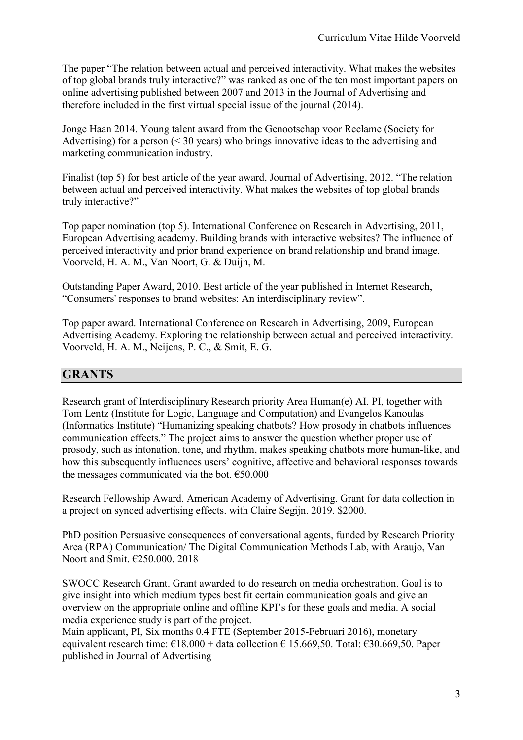The paper “The relation between actual and perceived interactivity. What makes the websites of top global brands truly interactive?” was ranked as one of the ten most important papers on online advertising published between 2007 and 2013 in the Journal of Advertising and therefore included in the first virtual special issue of the journal (2014).

Jonge Haan 2014. Young talent award from the Genootschap voor Reclame (Society for Advertising) for a person (< 30 years) who brings innovative ideas to the advertising and marketing communication industry.

Finalist (top 5) for best article of the year award, Journal of Advertising, 2012. “The relation between actual and perceived interactivity. What makes the websites of top global brands truly interactive?”

Top paper nomination (top 5). International Conference on Research in Advertising, 2011, European Advertising academy. Building brands with interactive websites? The influence of perceived interactivity and prior brand experience on brand relationship and brand image. Voorveld, H. A. M., Van Noort, G. & Duijn, M.

Outstanding Paper Award, 2010. Best article of the year published in Internet Research, “Consumers' responses to brand websites: An interdisciplinary review”.

Top paper award. International Conference on Research in Advertising, 2009, European Advertising Academy. Exploring the relationship between actual and perceived interactivity. Voorveld, H. A. M., Neijens, P. C., & Smit, E. G.

## GRANTS

Research grant of Interdisciplinary Research priority Area Human(e) AI. PI, together with Tom Lentz (Institute for Logic, Language and Computation) and Evangelos Kanoulas (Informatics Institute) “Humanizing speaking chatbots? How prosody in chatbots influences communication effects.” The project aims to answer the question whether proper use of prosody, such as intonation, tone, and rhythm, makes speaking chatbots more human-like, and how this subsequently influences users’ cognitive, affective and behavioral responses towards the messages communicated via the bot. €50.000

Research Fellowship Award. American Academy of Advertising. Grant for data collection in a project on synced advertising effects. with Claire Segijn. 2019. $2000.

PhD position Persuasive consequences of conversational agents, funded by Research Priority Area (RPA) Communication/ The Digital Communication Methods Lab, with Araujo, Van Noort and Smit. €250.000. 2018

SWOCC Research Grant. Grant awarded to do research on media orchestration. Goal is to give insight into which medium types best fit certain communication goals and give an overview on the appropriate online and offline KPI’s for these goals and media. A social media experience study is part of the project.
Main applicant, PI, Six months 0.4 FTE (September 2015-Februari 2016), monetary equivalent research time: €18.000 + data collection € 15.669,50. Total: €30.669,50. Paper published in Journal of Advertising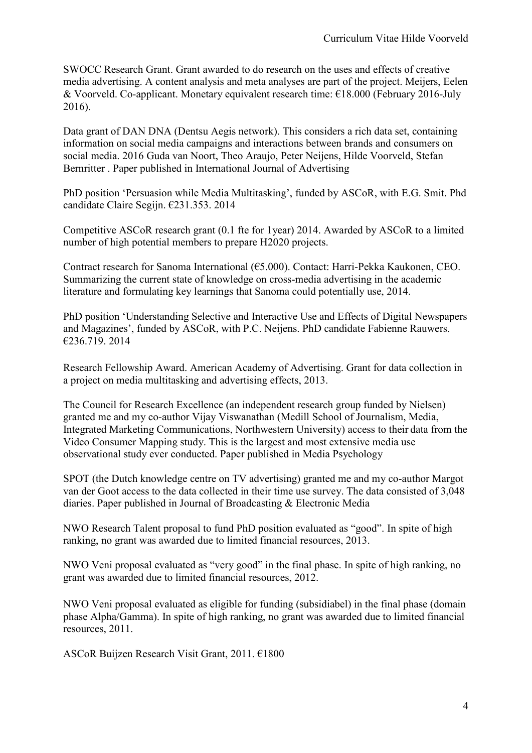SWOCC Research Grant. Grant awarded to do research on the uses and effects of creative media advertising. A content analysis and meta analyses are part of the project. Meijers, Eelen & Voorveld. Co-applicant. Monetary equivalent research time: €18.000 (February 2016-July 2016).

Data grant of DAN DNA (Dentsu Aegis network). This considers a rich data set, containing information on social media campaigns and interactions between brands and consumers on social media. 2016 Guda van Noort, Theo Araujo, Peter Neijens, Hilde Voorveld, Stefan Bernritter . Paper published in International Journal of Advertising

PhD position 'Persuasion while Media Multitasking', funded by ASCoR, with E.G. Smit. Phd candidate Claire Segijn. €231.353. 2014

Competitive ASCoR research grant (0.1 fte for 1year) 2014. Awarded by ASCoR to a limited number of high potential members to prepare H2020 projects.

Contract research for Sanoma International (€5.000). Contact: Harri-Pekka Kaukonen, CEO. Summarizing the current state of knowledge on cross-media advertising in the academic literature and formulating key learnings that Sanoma could potentially use, 2014.

PhD position 'Understanding Selective and Interactive Use and Effects of Digital Newspapers and Magazines', funded by ASCoR, with P.C. Neijens. PhD candidate Fabienne Rauwers. €236.719. 2014

Research Fellowship Award. American Academy of Advertising. Grant for data collection in a project on media multitasking and advertising effects, 2013.

The Council for Research Excellence (an independent research group funded by Nielsen) granted me and my co-author Vijay Viswanathan (Medill School of Journalism, Media, Integrated Marketing Communications, Northwestern University) access to their data from the Video Consumer Mapping study. This is the largest and most extensive media use observational study ever conducted. Paper published in Media Psychology

SPOT (the Dutch knowledge centre on TV advertising) granted me and my co-author Margot van der Goot access to the data collected in their time use survey. The data consisted of 3,048 diaries. Paper published in Journal of Broadcasting & Electronic Media

NWO Research Talent proposal to fund PhD position evaluated as "good". In spite of high ranking, no grant was awarded due to limited financial resources, 2013.

NWO Veni proposal evaluated as "very good" in the final phase. In spite of high ranking, no grant was awarded due to limited financial resources, 2012.

NWO Veni proposal evaluated as eligible for funding (subsidiabel) in the final phase (domain phase Alpha/Gamma). In spite of high ranking, no grant was awarded due to limited financial resources, 2011.

ASCoR Buijzen Research Visit Grant, 2011. €1800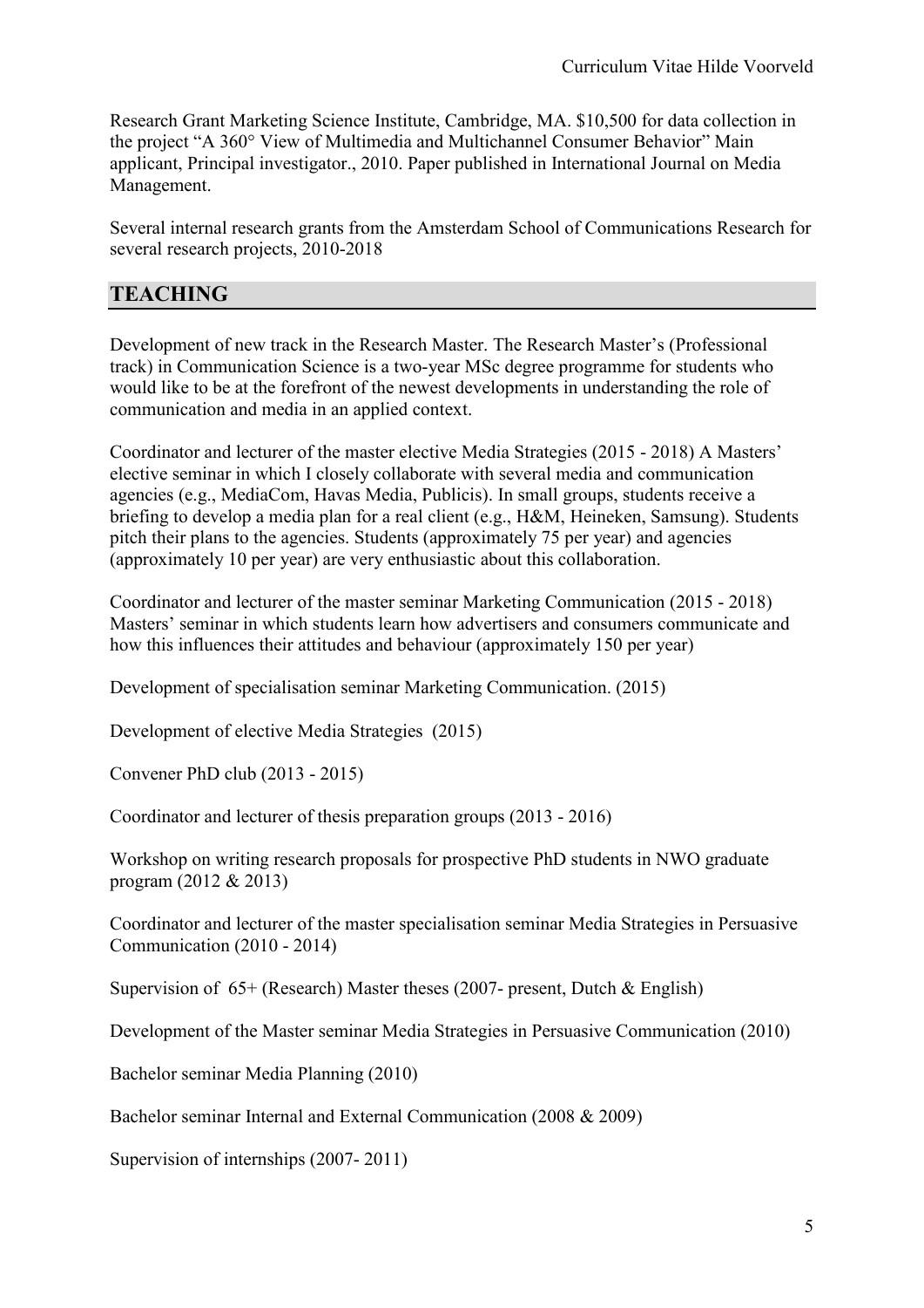Research Grant Marketing Science Institute, Cambridge, MA. $10,500 for data collection in the project "A 360° View of Multimedia and Multichannel Consumer Behavior" Main applicant, Principal investigator., 2010. Paper published in International Journal on Media Management.

Several internal research grants from the Amsterdam School of Communications Research for several research projects, 2010-2018

## TEACHING

Development of new track in the Research Master. The Research Master's (Professional track) in Communication Science is a two-year MSc degree programme for students who would like to be at the forefront of the newest developments in understanding the role of communication and media in an applied context.

Coordinator and lecturer of the master elective Media Strategies (2015 - 2018) A Masters' elective seminar in which I closely collaborate with several media and communication agencies (e.g., MediaCom, Havas Media, Publicis). In small groups, students receive a briefing to develop a media plan for a real client (e.g., H&M, Heineken, Samsung). Students pitch their plans to the agencies. Students (approximately 75 per year) and agencies (approximately 10 per year) are very enthusiastic about this collaboration.

Coordinator and lecturer of the master seminar Marketing Communication (2015 - 2018) Masters' seminar in which students learn how advertisers and consumers communicate and how this influences their attitudes and behaviour (approximately 150 per year)

Development of specialisation seminar Marketing Communication. (2015)

Development of elective Media Strategies (2015)

Convener PhD club (2013 - 2015)

Coordinator and lecturer of thesis preparation groups (2013 - 2016)

Workshop on writing research proposals for prospective PhD students in NWO graduate program (2012 & 2013)

Coordinator and lecturer of the master specialisation seminar Media Strategies in Persuasive Communication (2010 - 2014)

Supervision of 65+ (Research) Master theses (2007- present, Dutch & English)

Development of the Master seminar Media Strategies in Persuasive Communication (2010)

Bachelor seminar Media Planning (2010)

Bachelor seminar Internal and External Communication (2008 & 2009)

Supervision of internships (2007- 2011)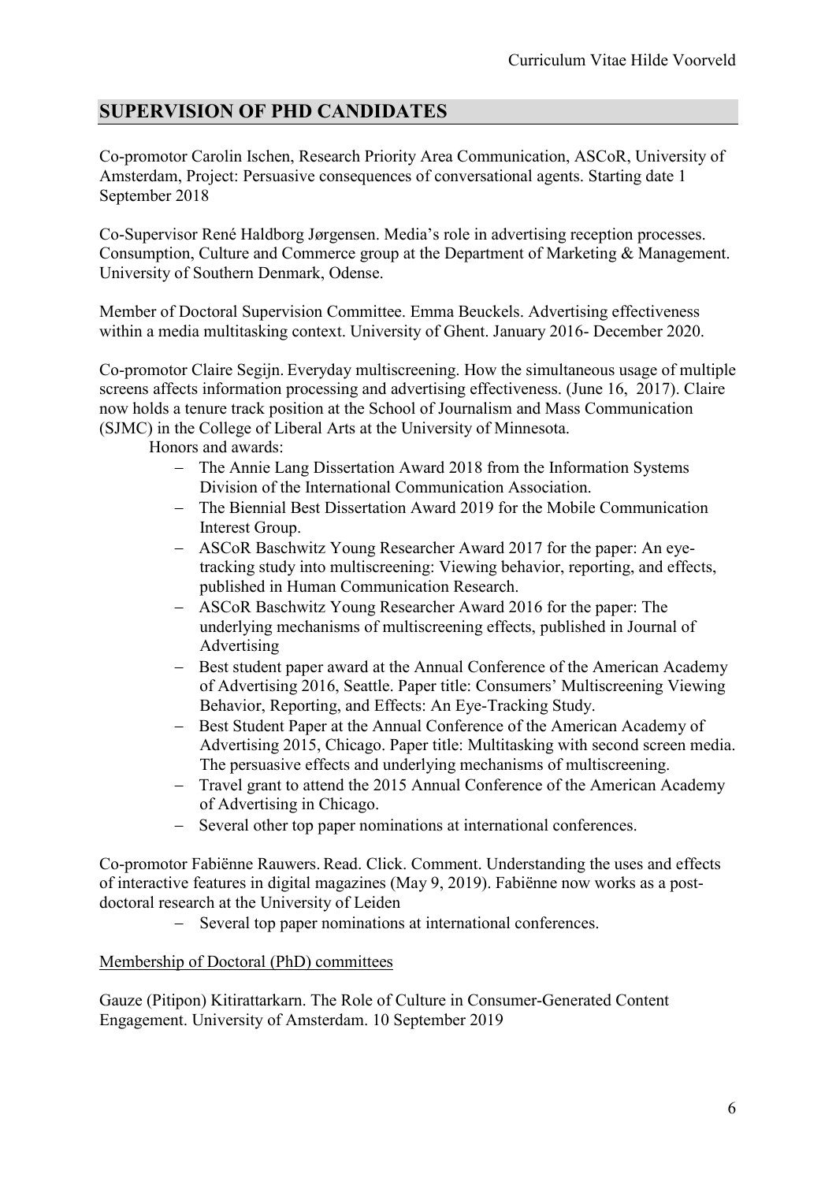## SUPERVISION OF PHD CANDIDATES

Co-promotor Carolin Ischen, Research Priority Area Communication, ASCoR, University of Amsterdam, Project: Persuasive consequences of conversational agents. Starting date 1 September 2018

Co-Supervisor René Haldborg Jørgensen. Media's role in advertising reception processes. Consumption, Culture and Commerce group at the Department of Marketing & Management. University of Southern Denmark, Odense.

Member of Doctoral Supervision Committee. Emma Beuckels. Advertising effectiveness within a media multitasking context. University of Ghent. January 2016- December 2020.

Co-promotor Claire Segijn. Everyday multiscreening. How the simultaneous usage of multiple screens affects information processing and advertising effectiveness. (June 16, 2017). Claire now holds a tenure track position at the School of Journalism and Mass Communication (SJMC) in the College of Liberal Arts at the University of Minnesota.

Honors and awards:

- The Annie Lang Dissertation Award 2018 from the Information Systems Division of the International Communication Association.
- The Biennial Best Dissertation Award 2019 for the Mobile Communication Interest Group.
- ASCoR Baschwitz Young Researcher Award 2017 for the paper: An eye-tracking study into multiscreening: Viewing behavior, reporting, and effects, published in Human Communication Research.
- ASCoR Baschwitz Young Researcher Award 2016 for the paper: The underlying mechanisms of multiscreening effects, published in Journal of Advertising
- Best student paper award at the Annual Conference of the American Academy of Advertising 2016, Seattle. Paper title: Consumers' Multiscreening Viewing Behavior, Reporting, and Effects: An Eye-Tracking Study.
- Best Student Paper at the Annual Conference of the American Academy of Advertising 2015, Chicago. Paper title: Multitasking with second screen media. The persuasive effects and underlying mechanisms of multiscreening.
- Travel grant to attend the 2015 Annual Conference of the American Academy of Advertising in Chicago.
- Several other top paper nominations at international conferences.

Co-promotor Fabiënne Rauwers. Read. Click. Comment. Understanding the uses and effects of interactive features in digital magazines (May 9, 2019). Fabiënne now works as a post-doctoral research at the University of Leiden

- Several top paper nominations at international conferences.

Membership of Doctoral (PhD) committees

Gauze (Pitipon) Kitirattarkarn. The Role of Culture in Consumer-Generated Content Engagement. University of Amsterdam. 10 September 2019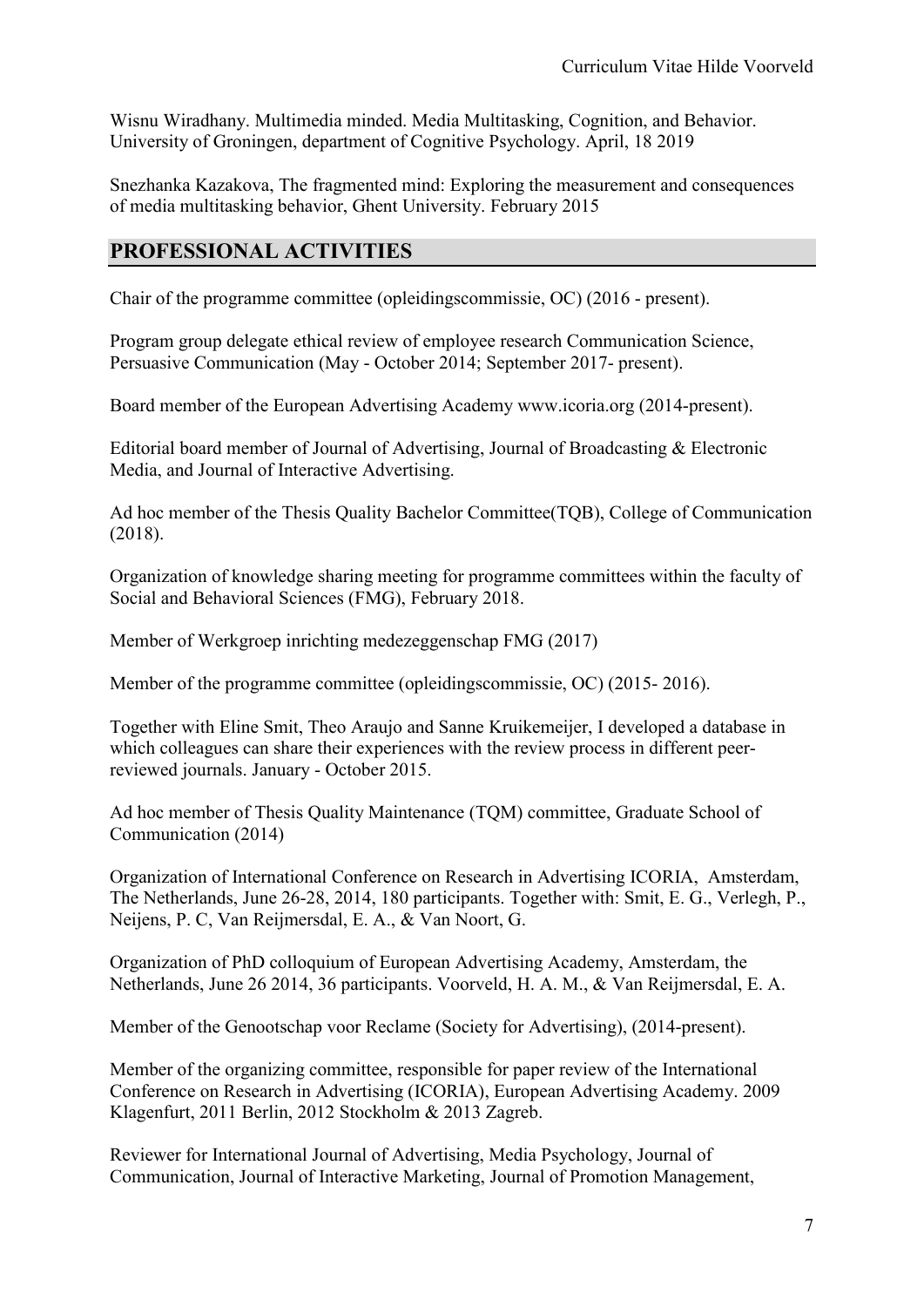Wisnu Wiradhany. Multimedia minded. Media Multitasking, Cognition, and Behavior. University of Groningen, department of Cognitive Psychology. April, 18 2019

Snezhanka Kazakova, The fragmented mind: Exploring the measurement and consequences of media multitasking behavior, Ghent University. February 2015

## PROFESSIONAL ACTIVITIES

Chair of the programme committee (opleidingscommissie, OC) (2016 - present).

Program group delegate ethical review of employee research Communication Science, Persuasive Communication (May - October 2014; September 2017- present).

Board member of the European Advertising Academy www.icoria.org (2014-present).

Editorial board member of Journal of Advertising, Journal of Broadcasting & Electronic Media, and Journal of Interactive Advertising.

Ad hoc member of the Thesis Quality Bachelor Committee(TQB), College of Communication (2018).

Organization of knowledge sharing meeting for programme committees within the faculty of Social and Behavioral Sciences (FMG), February 2018.

Member of Werkgroep inrichting medezeggenschap FMG (2017)

Member of the programme committee (opleidingscommissie, OC) (2015- 2016).

Together with Eline Smit, Theo Araujo and Sanne Kruikemeijer, I developed a database in which colleagues can share their experiences with the review process in different peer-reviewed journals. January - October 2015.

Ad hoc member of Thesis Quality Maintenance (TQM) committee, Graduate School of Communication (2014)

Organization of International Conference on Research in Advertising ICORIA, Amsterdam, The Netherlands, June 26-28, 2014, 180 participants. Together with: Smit, E. G., Verlegh, P., Neijens, P. C, Van Reijmersdal, E. A., & Van Noort, G.

Organization of PhD colloquium of European Advertising Academy, Amsterdam, the Netherlands, June 26 2014, 36 participants. Voorveld, H. A. M., & Van Reijmersdal, E. A.

Member of the Genootschap voor Reclame (Society for Advertising), (2014-present).

Member of the organizing committee, responsible for paper review of the International Conference on Research in Advertising (ICORIA), European Advertising Academy. 2009 Klagenfurt, 2011 Berlin, 2012 Stockholm & 2013 Zagreb.

Reviewer for International Journal of Advertising, Media Psychology, Journal of Communication, Journal of Interactive Marketing, Journal of Promotion Management,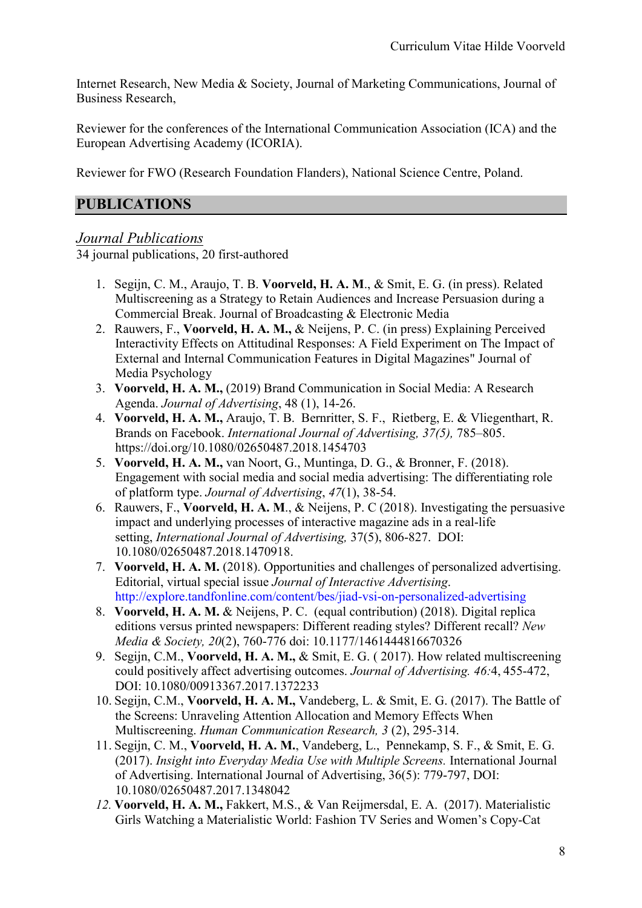Internet Research, New Media & Society, Journal of Marketing Communications, Journal of Business Research,

Reviewer for the conferences of the International Communication Association (ICA) and the European Advertising Academy (ICORIA).

Reviewer for FWO (Research Foundation Flanders), National Science Centre, Poland.

## PUBLICATIONS

### *Journal Publications*

34 journal publications, 20 first-authored

1. Segijn, C. M., Araujo, T. B. **Voorveld, H. A. M**., & Smit, E. G. (in press). Related Multiscreening as a Strategy to Retain Audiences and Increase Persuasion during a Commercial Break. Journal of Broadcasting & Electronic Media
2. Rauwers, F., **Voorveld, H. A. M.,** & Neijens, P. C. (in press) Explaining Perceived Interactivity Effects on Attitudinal Responses: A Field Experiment on The Impact of External and Internal Communication Features in Digital Magazines" Journal of Media Psychology
3. **Voorveld, H. A. M.,** (2019) Brand Communication in Social Media: A Research Agenda. *Journal of Advertising*, 48 (1), 14-26.
4. **Voorveld, H. A. M.,** Araujo, T. B. Bernritter, S. F., Rietberg, E. & Vliegenthart, R. Brands on Facebook. *International Journal of Advertising, 37(5),* 785–805. https://doi.org/10.1080/02650487.2018.1454703
5. **Voorveld, H. A. M.,** van Noort, G., Muntinga, D. G., & Bronner, F. (2018). Engagement with social media and social media advertising: The differentiating role of platform type. *Journal of Advertising*, *47*(1), 38-54.
6. Rauwers, F., **Voorveld, H. A. M**., & Neijens, P. C (2018). Investigating the persuasive impact and underlying processes of interactive magazine ads in a real-life setting, *International Journal of Advertising,* 37(5), 806-827. DOI: 10.1080/02650487.2018.1470918.
7. **Voorveld, H. A. M.** (2018). Opportunities and challenges of personalized advertising. Editorial, virtual special issue *Journal of Interactive Advertising*. http://explore.tandfonline.com/content/bes/jiad-vsi-on-personalized-advertising
8. **Voorveld, H. A. M.** & Neijens, P. C. (equal contribution) (2018). Digital replica editions versus printed newspapers: Different reading styles? Different recall? *New Media & Society, 20*(2), 760-776 doi: 10.1177/1461444816670326
9. Segijn, C.M., **Voorveld, H. A. M.,** & Smit, E. G. ( 2017). How related multiscreening could positively affect advertising outcomes. *Journal of Advertising. 46:*4, 455-472, DOI: 10.1080/00913367.2017.1372233
10. Segijn, C.M., **Voorveld, H. A. M.,** Vandeberg, L. & Smit, E. G. (2017). The Battle of the Screens: Unraveling Attention Allocation and Memory Effects When Multiscreening. *Human Communication Research, 3* (2), 295-314.
11. Segijn, C. M., **Voorveld, H. A. M.**, Vandeberg, L., Pennekamp, S. F., & Smit, E. G. (2017). *Insight into Everyday Media Use with Multiple Screens.* International Journal of Advertising. International Journal of Advertising, 36(5): 779-797, DOI: 10.1080/02650487.2017.1348042
12. **Voorveld, H. A. M.,** Fakkert, M.S., & Van Reijmersdal, E. A. (2017). Materialistic Girls Watching a Materialistic World: Fashion TV Series and Women's Copy-Cat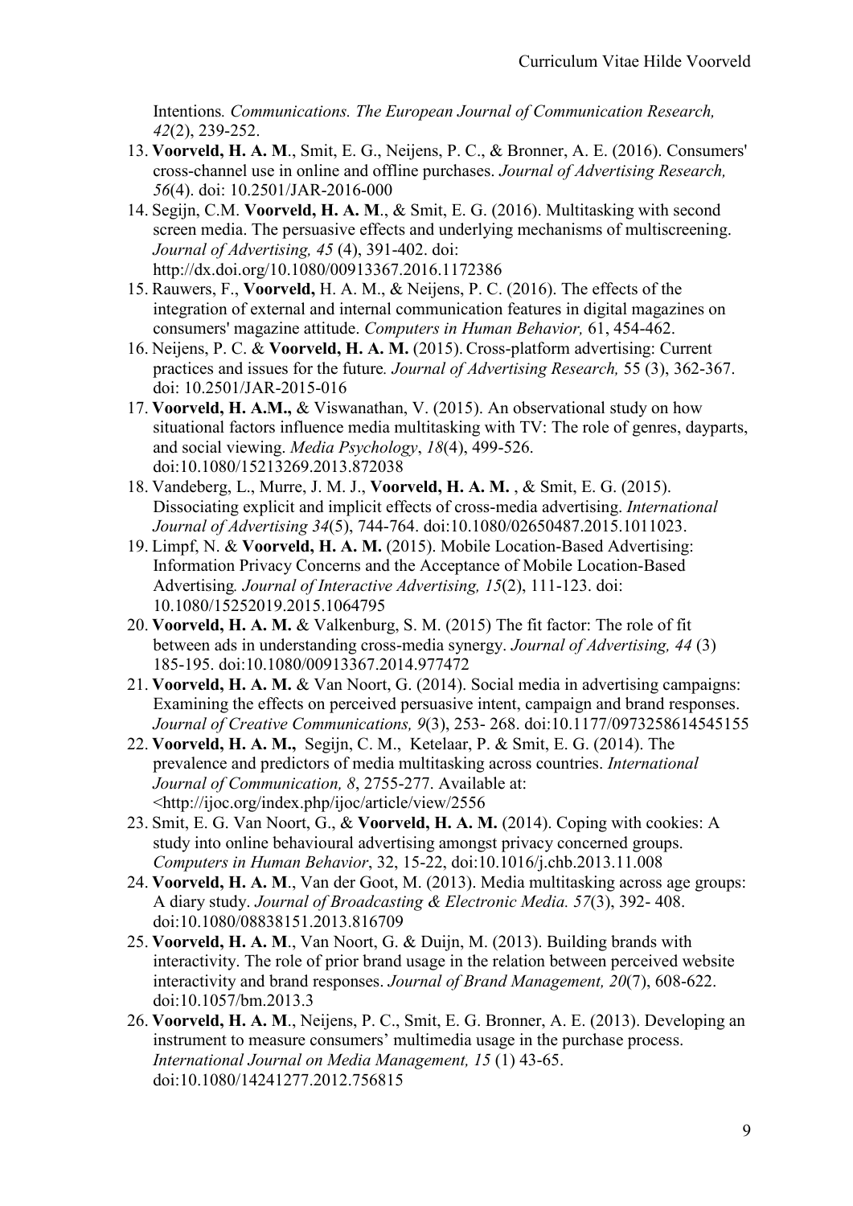Intentions*. Communications. The European Journal of Communication Research, 42*(2), 239-252.

13. **Voorveld, H. A. M**., Smit, E. G., Neijens, P. C., & Bronner, A. E. (2016). Consumers' cross-channel use in online and offline purchases. *Journal of Advertising Research, 56*(4). doi: 10.2501/JAR-2016-000
14. Segijn, C.M. **Voorveld, H. A. M**., & Smit, E. G. (2016). Multitasking with second screen media. The persuasive effects and underlying mechanisms of multiscreening. *Journal of Advertising, 45* (4), 391-402. doi: http://dx.doi.org/10.1080/00913367.2016.1172386
15. Rauwers, F., **Voorveld,** H. A. M., & Neijens, P. C. (2016). The effects of the integration of external and internal communication features in digital magazines on consumers' magazine attitude. *Computers in Human Behavior,* 61, 454-462.
16. Neijens, P. C. & **Voorveld, H. A. M.** (2015). Cross-platform advertising: Current practices and issues for the future*. Journal of Advertising Research,* 55 (3), 362-367. doi: 10.2501/JAR-2015-016
17. **Voorveld, H. A.M.,** & Viswanathan, V. (2015). An observational study on how situational factors influence media multitasking with TV: The role of genres, dayparts, and social viewing. *Media Psychology*, *18*(4), 499-526. doi:10.1080/15213269.2013.872038
18. Vandeberg, L., Murre, J. M. J., **Voorveld, H. A. M.** , & Smit, E. G. (2015). Dissociating explicit and implicit effects of cross-media advertising. *International Journal of Advertising 34*(5), 744-764. doi:10.1080/02650487.2015.1011023.
19. Limpf, N. & **Voorveld, H. A. M.** (2015). Mobile Location-Based Advertising: Information Privacy Concerns and the Acceptance of Mobile Location-Based Advertising*. Journal of Interactive Advertising, 15*(2), 111-123. doi: 10.1080/15252019.2015.1064795
20. **Voorveld, H. A. M.** & Valkenburg, S. M. (2015) The fit factor: The role of fit between ads in understanding cross-media synergy. *Journal of Advertising, 44* (3) 185-195. doi:10.1080/00913367.2014.977472
21. **Voorveld, H. A. M.** & Van Noort, G. (2014). Social media in advertising campaigns: Examining the effects on perceived persuasive intent, campaign and brand responses. *Journal of Creative Communications, 9*(3), 253- 268. doi:10.1177/0973258614545155
22. **Voorveld, H. A. M.,** Segijn, C. M., Ketelaar, P. & Smit, E. G. (2014). The prevalence and predictors of media multitasking across countries. *International Journal of Communication, 8*, 2755-277. Available at: <http://ijoc.org/index.php/ijoc/article/view/2556
23. Smit, E. G. Van Noort, G., & **Voorveld, H. A. M.** (2014). Coping with cookies: A study into online behavioural advertising amongst privacy concerned groups. *Computers in Human Behavior*, 32, 15-22, doi:10.1016/j.chb.2013.11.008
24. **Voorveld, H. A. M**., Van der Goot, M. (2013). Media multitasking across age groups: A diary study. *Journal of Broadcasting & Electronic Media. 57*(3), 392- 408. doi:10.1080/08838151.2013.816709
25. **Voorveld, H. A. M**., Van Noort, G. & Duijn, M. (2013). Building brands with interactivity. The role of prior brand usage in the relation between perceived website interactivity and brand responses. *Journal of Brand Management, 20*(7), 608-622. doi:10.1057/bm.2013.3
26. **Voorveld, H. A. M**., Neijens, P. C., Smit, E. G. Bronner, A. E. (2013). Developing an instrument to measure consumers' multimedia usage in the purchase process. *International Journal on Media Management, 15* (1) 43-65. doi:10.1080/14241277.2012.756815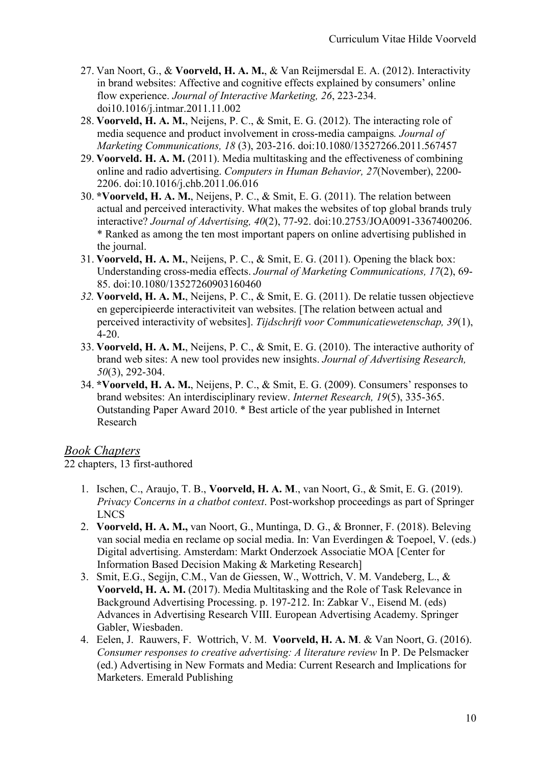27. Van Noort, G., & **Voorveld, H. A. M.**, & Van Reijmersdal E. A. (2012). Interactivity in brand websites: Affective and cognitive effects explained by consumers' online flow experience. *Journal of Interactive Marketing, 26*, 223-234. doi10.1016/j.intmar.2011.11.002
28. **Voorveld, H. A. M.**, Neijens, P. C., & Smit, E. G. (2012). The interacting role of media sequence and product involvement in cross-media campaigns*. Journal of Marketing Communications, 18* (3), 203-216. doi:10.1080/13527266.2011.567457
29. **Voorveld. H. A. M.** (2011). Media multitasking and the effectiveness of combining online and radio advertising. *Computers in Human Behavior, 27*(November), 2200-2206. doi:10.1016/j.chb.2011.06.016
30. **\*Voorveld, H. A. M.**, Neijens, P. C., & Smit, E. G. (2011). The relation between actual and perceived interactivity. What makes the websites of top global brands truly interactive? *Journal of Advertising, 40*(2), 77-92. doi:10.2753/JOA0091-3367400206. \* Ranked as among the ten most important papers on online advertising published in the journal.
31. **Voorveld, H. A. M.**, Neijens, P. C., & Smit, E. G. (2011). Opening the black box: Understanding cross-media effects. *Journal of Marketing Communications, 17*(2), 69-85. doi:10.1080/13527260903160460
32. **Voorveld, H. A. M.**, Neijens, P. C., & Smit, E. G. (2011). De relatie tussen objectieve en gepercipieerde interactiviteit van websites. [The relation between actual and perceived interactivity of websites]. *Tijdschrift voor Communicatiewetenschap, 39*(1), 4-20.
33. **Voorveld, H. A. M.**, Neijens, P. C., & Smit, E. G. (2010). The interactive authority of brand web sites: A new tool provides new insights. *Journal of Advertising Research, 50*(3), 292-304.
34. **\*Voorveld, H. A. M.**, Neijens, P. C., & Smit, E. G. (2009). Consumers' responses to brand websites: An interdisciplinary review. *Internet Research, 19*(5), 335-365. Outstanding Paper Award 2010. \* Best article of the year published in Internet Research

## *Book Chapters*

22 chapters, 13 first-authored

1. Ischen, C., Araujo, T. B., **Voorveld, H. A. M**., van Noort, G., & Smit, E. G. (2019). *Privacy Concerns in a chatbot context*. Post-workshop proceedings as part of Springer LNCS
2. **Voorveld, H. A. M.,** van Noort, G., Muntinga, D. G., & Bronner, F. (2018). Beleving van social media en reclame op social media. In: Van Everdingen & Toepoel, V. (eds.) Digital advertising. Amsterdam: Markt Onderzoek Associatie MOA [Center for Information Based Decision Making & Marketing Research]
3. Smit, E.G., Segijn, C.M., Van de Giessen, W., Wottrich, V. M. Vandeberg, L., & **Voorveld, H. A. M.** (2017). Media Multitasking and the Role of Task Relevance in Background Advertising Processing. p. 197-212. In: Zabkar V., Eisend M. (eds) Advances in Advertising Research VIII. European Advertising Academy. Springer Gabler, Wiesbaden.
4. Eelen, J. Rauwers, F. Wottrich, V. M. **Voorveld, H. A. M**. & Van Noort, G. (2016). *Consumer responses to creative advertising: A literature review* In P. De Pelsmacker (ed.) Advertising in New Formats and Media: Current Research and Implications for Marketers. Emerald Publishing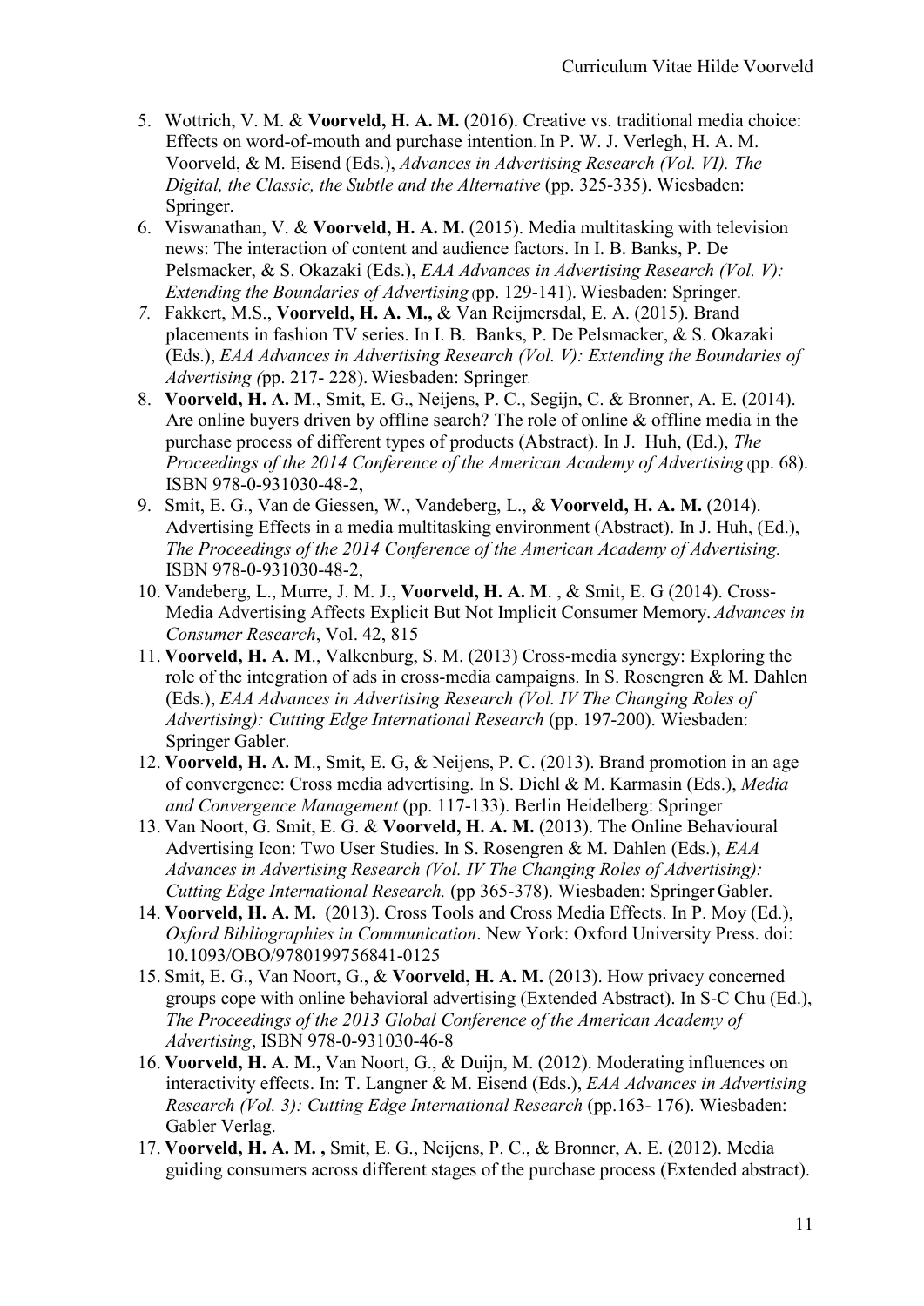5. Wottrich, V. M. & **Voorveld, H. A. M.** (2016). Creative vs. traditional media choice: Effects on word-of-mouth and purchase intention. In P. W. J. Verlegh, H. A. M. Voorveld, & M. Eisend (Eds.), *Advances in Advertising Research (Vol. VI). The Digital, the Classic, the Subtle and the Alternative* (pp. 325-335). Wiesbaden: Springer.
6. Viswanathan, V. & **Voorveld, H. A. M.** (2015). Media multitasking with television news: The interaction of content and audience factors. In I. B. Banks, P. De Pelsmacker, & S. Okazaki (Eds.), *EAA Advances in Advertising Research (Vol. V): Extending the Boundaries of Advertising* (pp. 129-141). Wiesbaden: Springer.
7. Fakkert, M.S., **Voorveld, H. A. M.,** & Van Reijmersdal, E. A. (2015). Brand placements in fashion TV series. In I. B. Banks, P. De Pelsmacker, & S. Okazaki (Eds.), *EAA Advances in Advertising Research (Vol. V): Extending the Boundaries of Advertising (*pp. 217- 228). Wiesbaden: Springer.
8. **Voorveld, H. A. M**., Smit, E. G., Neijens, P. C., Segijn, C. & Bronner, A. E. (2014). Are online buyers driven by offline search? The role of online & offline media in the purchase process of different types of products (Abstract). In J. Huh, (Ed.), *The Proceedings of the 2014 Conference of the American Academy of Advertising* (pp. 68). ISBN 978-0-931030-48-2,
9. Smit, E. G., Van de Giessen, W., Vandeberg, L., & **Voorveld, H. A. M.** (2014). Advertising Effects in a media multitasking environment (Abstract). In J. Huh, (Ed.), *The Proceedings of the 2014 Conference of the American Academy of Advertising.* ISBN 978-0-931030-48-2,
10. Vandeberg, L., Murre, J. M. J., **Voorveld, H. A. M**. , & Smit, E. G (2014). Cross-Media Advertising Affects Explicit But Not Implicit Consumer Memory. *Advances in Consumer Research*, Vol. 42, 815
11. **Voorveld, H. A. M**., Valkenburg, S. M. (2013) Cross-media synergy: Exploring the role of the integration of ads in cross-media campaigns. In S. Rosengren & M. Dahlen (Eds.), *EAA Advances in Advertising Research (Vol. IV The Changing Roles of Advertising): Cutting Edge International Research* (pp. 197-200). Wiesbaden: Springer Gabler.
12. **Voorveld, H. A. M**., Smit, E. G, & Neijens, P. C. (2013). Brand promotion in an age of convergence: Cross media advertising. In S. Diehl & M. Karmasin (Eds.), *Media and Convergence Management* (pp. 117-133). Berlin Heidelberg: Springer
13. Van Noort, G. Smit, E. G. & **Voorveld, H. A. M.** (2013). The Online Behavioural Advertising Icon: Two User Studies. In S. Rosengren & M. Dahlen (Eds.), *EAA Advances in Advertising Research (Vol. IV The Changing Roles of Advertising): Cutting Edge International Research.* (pp 365-378). Wiesbaden: Springer Gabler.
14. **Voorveld, H. A. M.** (2013). Cross Tools and Cross Media Effects. In P. Moy (Ed.), *Oxford Bibliographies in Communication*. New York: Oxford University Press. doi: 10.1093/OBO/9780199756841-0125
15. Smit, E. G., Van Noort, G., & **Voorveld, H. A. M.** (2013). How privacy concerned groups cope with online behavioral advertising (Extended Abstract). In S-C Chu (Ed.), *The Proceedings of the 2013 Global Conference of the American Academy of Advertising*, ISBN 978-0-931030-46-8
16. **Voorveld, H. A. M.,** Van Noort, G., & Duijn, M. (2012). Moderating influences on interactivity effects. In: T. Langner & M. Eisend (Eds.), *EAA Advances in Advertising Research (Vol. 3): Cutting Edge International Research* (pp.163- 176). Wiesbaden: Gabler Verlag.
17. **Voorveld, H. A. M. ,** Smit, E. G., Neijens, P. C., & Bronner, A. E. (2012). Media guiding consumers across different stages of the purchase process (Extended abstract).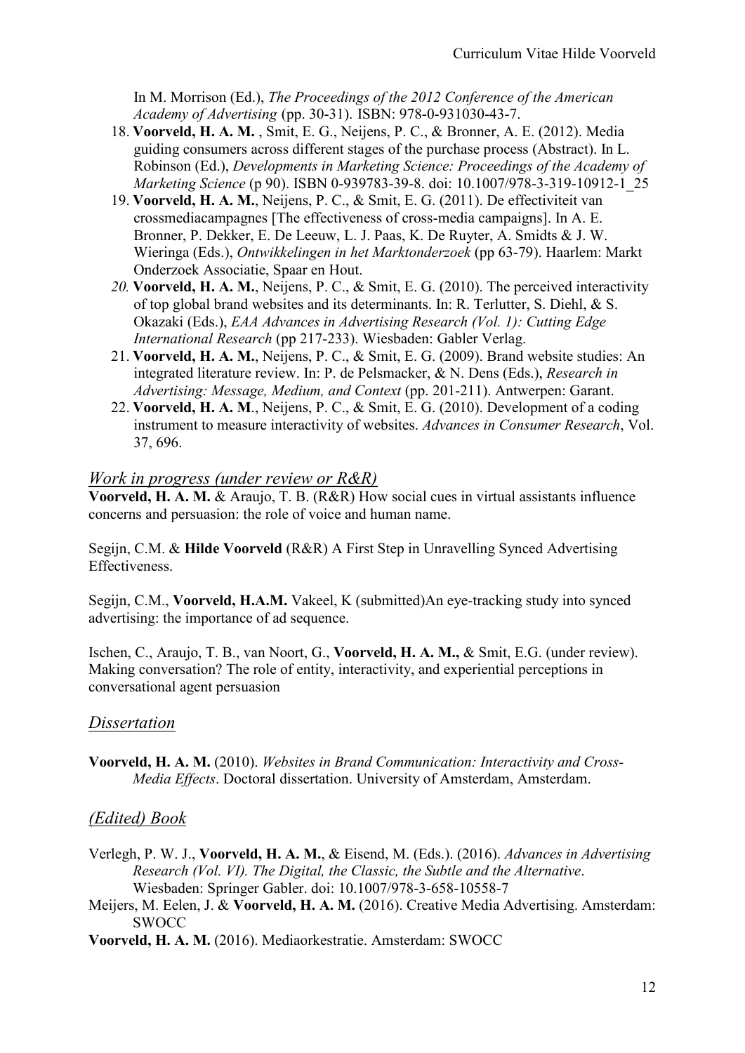In M. Morrison (Ed.), *The Proceedings of the 2012 Conference of the American Academy of Advertising* (pp. 30-31). ISBN: 978-0-931030-43-7.

18. **Voorveld, H. A. M.** , Smit, E. G., Neijens, P. C., & Bronner, A. E. (2012). Media guiding consumers across different stages of the purchase process (Abstract). In L. Robinson (Ed.), *Developments in Marketing Science: Proceedings of the Academy of Marketing Science* (p 90). ISBN 0-939783-39-8. doi: 10.1007/978-3-319-10912-1_25
19. **Voorveld, H. A. M.**, Neijens, P. C., & Smit, E. G. (2011). De effectiviteit van crossmediacampagnes [The effectiveness of cross-media campaigns]. In A. E. Bronner, P. Dekker, E. De Leeuw, L. J. Paas, K. De Ruyter, A. Smidts & J. W. Wieringa (Eds.), *Ontwikkelingen in het Marktonderzoek* (pp 63-79). Haarlem: Markt Onderzoek Associatie, Spaar en Hout.
20. **Voorveld, H. A. M.**, Neijens, P. C., & Smit, E. G. (2010). The perceived interactivity of top global brand websites and its determinants. In: R. Terlutter, S. Diehl, & S. Okazaki (Eds.), *EAA Advances in Advertising Research (Vol. 1): Cutting Edge International Research* (pp 217-233). Wiesbaden: Gabler Verlag.
21. **Voorveld, H. A. M.**, Neijens, P. C., & Smit, E. G. (2009). Brand website studies: An integrated literature review. In: P. de Pelsmacker, & N. Dens (Eds.), *Research in Advertising: Message, Medium, and Context* (pp. 201-211). Antwerpen: Garant.
22. **Voorveld, H. A. M**., Neijens, P. C., & Smit, E. G. (2010). Development of a coding instrument to measure interactivity of websites. *Advances in Consumer Research*, Vol. 37, 696.

## *Work in progress (under review or R&R)*

**Voorveld, H. A. M.** & Araujo, T. B. (R&R) How social cues in virtual assistants influence concerns and persuasion: the role of voice and human name.

Segijn, C.M. & **Hilde Voorveld** (R&R) A First Step in Unravelling Synced Advertising Effectiveness.

Segijn, C.M., **Voorveld, H.A.M.** Vakeel, K (submitted)An eye-tracking study into synced advertising: the importance of ad sequence.

Ischen, C., Araujo, T. B., van Noort, G., **Voorveld, H. A. M.,** & Smit, E.G. (under review). Making conversation? The role of entity, interactivity, and experiential perceptions in conversational agent persuasion

## *Dissertation*

**Voorveld, H. A. M.** (2010). *Websites in Brand Communication: Interactivity and Cross-Media Effects*. Doctoral dissertation. University of Amsterdam, Amsterdam.

## *(Edited) Book*

Verlegh, P. W. J., **Voorveld, H. A. M.**, & Eisend, M. (Eds.). (2016). *Advances in Advertising Research (Vol. VI). The Digital, the Classic, the Subtle and the Alternative*. Wiesbaden: Springer Gabler. doi: 10.1007/978-3-658-10558-7

Meijers, M. Eelen, J. & **Voorveld, H. A. M.** (2016). Creative Media Advertising. Amsterdam: SWOCC

**Voorveld, H. A. M.** (2016). Mediaorkestratie. Amsterdam: SWOCC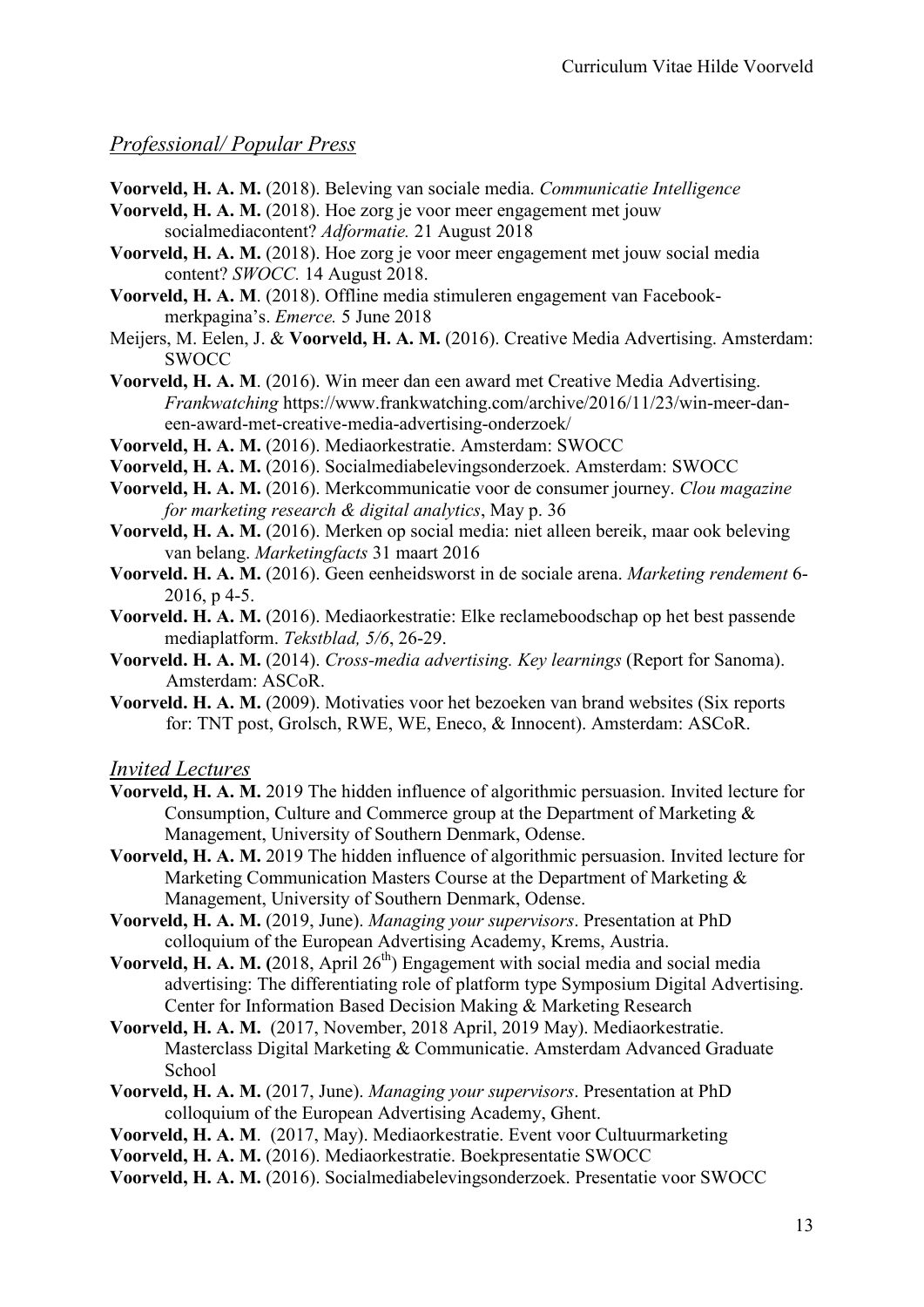## *Professional/ Popular Press*

**Voorveld, H. A. M.** (2018). Beleving van sociale media. *Communicatie Intelligence*

**Voorveld, H. A. M.** (2018). Hoe zorg je voor meer engagement met jouw socialmediacontent? *Adformatie.* 21 August 2018

**Voorveld, H. A. M.** (2018). Hoe zorg je voor meer engagement met jouw social media content? *SWOCC.* 14 August 2018.

**Voorveld, H. A. M**. (2018). Offline media stimuleren engagement van Facebook-merkpagina's. *Emerce.* 5 June 2018

Meijers, M. Eelen, J. & **Voorveld, H. A. M.** (2016). Creative Media Advertising. Amsterdam: SWOCC

**Voorveld, H. A. M**. (2016). Win meer dan een award met Creative Media Advertising. *Frankwatching* https://www.frankwatching.com/archive/2016/11/23/win-meer-dan-een-award-met-creative-media-advertising-onderzoek/

**Voorveld, H. A. M.** (2016). Mediaorkestratie. Amsterdam: SWOCC

**Voorveld, H. A. M.** (2016). Socialmediabelevingsonderzoek. Amsterdam: SWOCC

**Voorveld, H. A. M.** (2016). Merkcommunicatie voor de consumer journey. *Clou magazine for marketing research & digital analytics*, May p. 36

**Voorveld, H. A. M.** (2016). Merken op social media: niet alleen bereik, maar ook beleving van belang. *Marketingfacts* 31 maart 2016

**Voorveld. H. A. M.** (2016). Geen eenheidsworst in de sociale arena. *Marketing rendement* 6-2016, p 4-5.

**Voorveld. H. A. M.** (2016). Mediaorkestratie: Elke reclameboodschap op het best passende mediaplatform. *Tekstblad, 5/6*, 26-29.

**Voorveld. H. A. M.** (2014). *Cross-media advertising. Key learnings* (Report for Sanoma). Amsterdam: ASCoR.

**Voorveld. H. A. M.** (2009). Motivaties voor het bezoeken van brand websites (Six reports for: TNT post, Grolsch, RWE, WE, Eneco, & Innocent). Amsterdam: ASCoR.

## *Invited Lectures*

**Voorveld, H. A. M.** 2019 The hidden influence of algorithmic persuasion. Invited lecture for Consumption, Culture and Commerce group at the Department of Marketing & Management, University of Southern Denmark, Odense.

**Voorveld, H. A. M.** 2019 The hidden influence of algorithmic persuasion. Invited lecture for Marketing Communication Masters Course at the Department of Marketing & Management, University of Southern Denmark, Odense.

**Voorveld, H. A. M.** (2019, June). *Managing your supervisors*. Presentation at PhD colloquium of the European Advertising Academy, Krems, Austria.

**Voorveld, H. A. M. (**2018, April 26th) Engagement with social media and social media advertising: The differentiating role of platform type Symposium Digital Advertising. Center for Information Based Decision Making & Marketing Research

**Voorveld, H. A. M.** (2017, November, 2018 April, 2019 May). Mediaorkestratie. Masterclass Digital Marketing & Communicatie. Amsterdam Advanced Graduate School

**Voorveld, H. A. M.** (2017, June). *Managing your supervisors*. Presentation at PhD colloquium of the European Advertising Academy, Ghent.

**Voorveld, H. A. M**. (2017, May). Mediaorkestratie. Event voor Cultuurmarketing

**Voorveld, H. A. M.** (2016). Mediaorkestratie. Boekpresentatie SWOCC

**Voorveld, H. A. M.** (2016). Socialmediabelevingsonderzoek. Presentatie voor SWOCC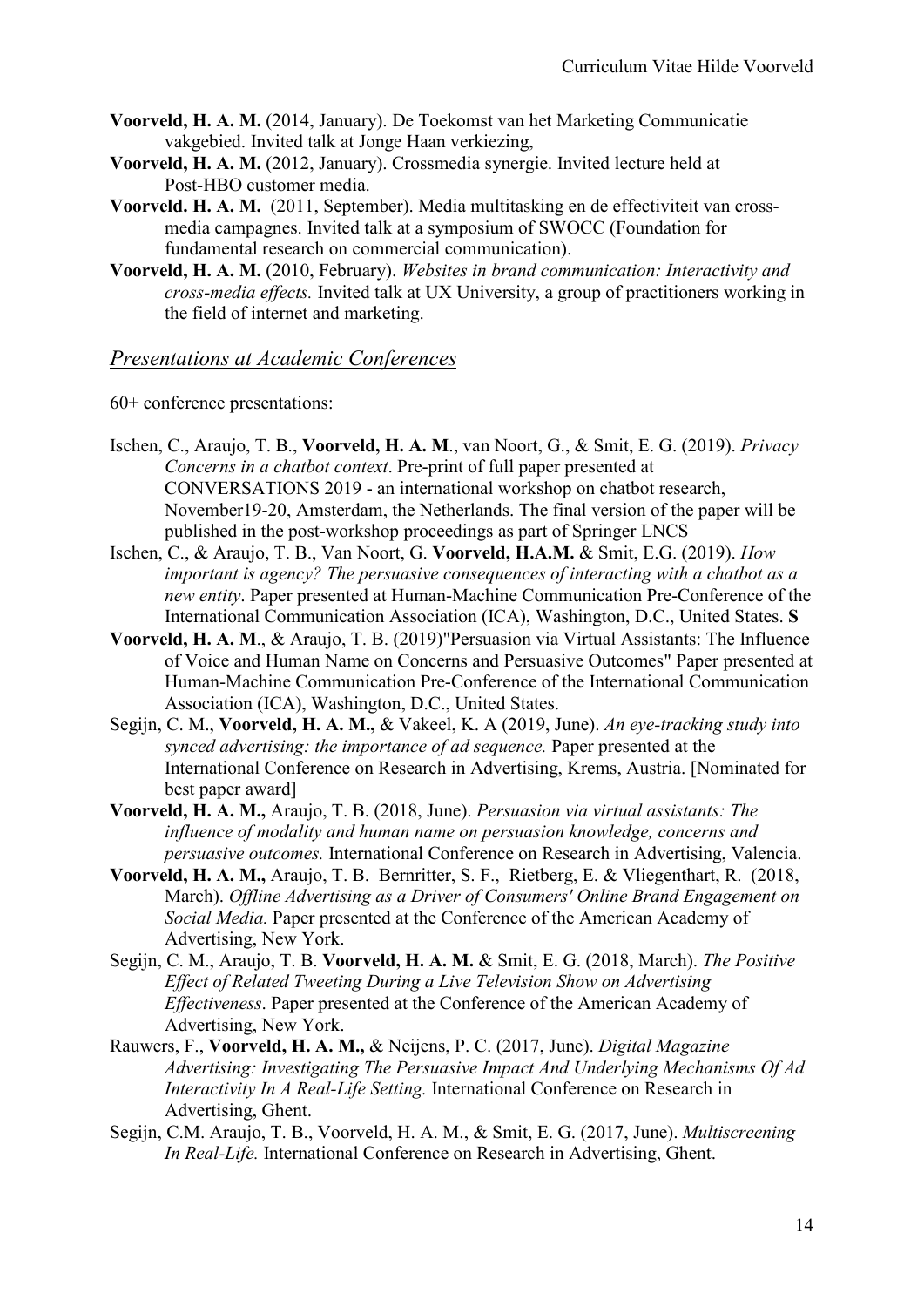**Voorveld, H. A. M.** (2014, January). De Toekomst van het Marketing Communicatie vakgebied. Invited talk at Jonge Haan verkiezing,

**Voorveld, H. A. M.** (2012, January). Crossmedia synergie. Invited lecture held at Post-HBO customer media.

**Voorveld. H. A. M.** (2011, September). Media multitasking en de effectiviteit van cross-media campagnes. Invited talk at a symposium of SWOCC (Foundation for fundamental research on commercial communication).

**Voorveld, H. A. M.** (2010, February). *Websites in brand communication: Interactivity and cross-media effects.* Invited talk at UX University, a group of practitioners working in the field of internet and marketing.

## *Presentations at Academic Conferences*

60+ conference presentations:

Ischen, C., Araujo, T. B., **Voorveld, H. A. M**., van Noort, G., & Smit, E. G. (2019). *Privacy Concerns in a chatbot context*. Pre-print of full paper presented at CONVERSATIONS 2019 - an international workshop on chatbot research, November19-20, Amsterdam, the Netherlands. The final version of the paper will be published in the post-workshop proceedings as part of Springer LNCS

Ischen, C., & Araujo, T. B., Van Noort, G. **Voorveld, H.A.M.** & Smit, E.G. (2019). *How important is agency? The persuasive consequences of interacting with a chatbot as a new entity*. Paper presented at Human-Machine Communication Pre-Conference of the International Communication Association (ICA), Washington, D.C., United States. **S**

**Voorveld, H. A. M**., & Araujo, T. B. (2019)"Persuasion via Virtual Assistants: The Influence of Voice and Human Name on Concerns and Persuasive Outcomes" Paper presented at Human-Machine Communication Pre-Conference of the International Communication Association (ICA), Washington, D.C., United States.

Segijn, C. M., **Voorveld, H. A. M.,** & Vakeel, K. A (2019, June). *An eye-tracking study into synced advertising: the importance of ad sequence.* Paper presented at the International Conference on Research in Advertising, Krems, Austria. [Nominated for best paper award]

**Voorveld, H. A. M.,** Araujo, T. B. (2018, June). *Persuasion via virtual assistants: The influence of modality and human name on persuasion knowledge, concerns and persuasive outcomes.* International Conference on Research in Advertising, Valencia.

**Voorveld, H. A. M.,** Araujo, T. B. Bernritter, S. F., Rietberg, E. & Vliegenthart, R. (2018, March). *Offline Advertising as a Driver of Consumers' Online Brand Engagement on Social Media.* Paper presented at the Conference of the American Academy of Advertising, New York.

Segijn, C. M., Araujo, T. B. **Voorveld, H. A. M.** & Smit, E. G. (2018, March). *The Positive Effect of Related Tweeting During a Live Television Show on Advertising Effectiveness*. Paper presented at the Conference of the American Academy of Advertising, New York.

Rauwers, F., **Voorveld, H. A. M.,** & Neijens, P. C. (2017, June). *Digital Magazine Advertising: Investigating The Persuasive Impact And Underlying Mechanisms Of Ad Interactivity In A Real-Life Setting.* International Conference on Research in Advertising, Ghent.

Segijn, C.M. Araujo, T. B., Voorveld, H. A. M., & Smit, E. G. (2017, June). *Multiscreening In Real-Life.* International Conference on Research in Advertising, Ghent.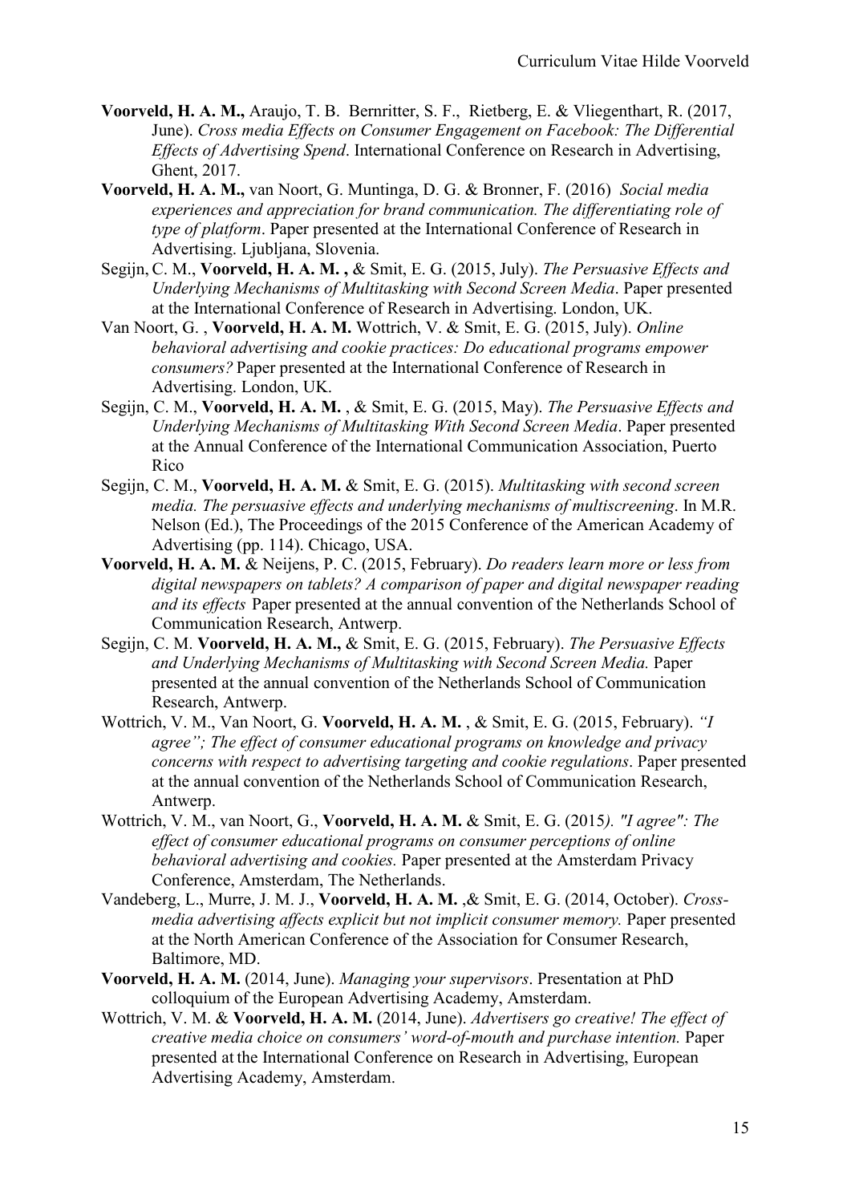**Voorveld, H. A. M.,** Araujo, T. B. Bernritter, S. F., Rietberg, E. & Vliegenthart, R. (2017, June). *Cross media Effects on Consumer Engagement on Facebook: The Differential Effects of Advertising Spend*. International Conference on Research in Advertising, Ghent, 2017.

**Voorveld, H. A. M.,** van Noort, G. Muntinga, D. G. & Bronner, F. (2016) *Social media experiences and appreciation for brand communication. The differentiating role of type of platform*. Paper presented at the International Conference of Research in Advertising. Ljubljana, Slovenia.

Segijn, C. M., **Voorveld, H. A. M. ,** & Smit, E. G. (2015, July). *The Persuasive Effects and Underlying Mechanisms of Multitasking with Second Screen Media*. Paper presented at the International Conference of Research in Advertising. London, UK.

Van Noort, G. , **Voorveld, H. A. M.** Wottrich, V. & Smit, E. G. (2015, July). *Online behavioral advertising and cookie practices: Do educational programs empower consumers?* Paper presented at the International Conference of Research in Advertising. London, UK.

Segijn, C. M., **Voorveld, H. A. M.** , & Smit, E. G. (2015, May). *The Persuasive Effects and Underlying Mechanisms of Multitasking With Second Screen Media*. Paper presented at the Annual Conference of the International Communication Association, Puerto Rico

Segijn, C. M., **Voorveld, H. A. M.** & Smit, E. G. (2015). *Multitasking with second screen media. The persuasive effects and underlying mechanisms of multiscreening*. In M.R. Nelson (Ed.), The Proceedings of the 2015 Conference of the American Academy of Advertising (pp. 114). Chicago, USA.

**Voorveld, H. A. M.** & Neijens, P. C. (2015, February). *Do readers learn more or less from digital newspapers on tablets? A comparison of paper and digital newspaper reading and its effects* Paper presented at the annual convention of the Netherlands School of Communication Research, Antwerp.

Segijn, C. M. **Voorveld, H. A. M.,** & Smit, E. G. (2015, February). *The Persuasive Effects and Underlying Mechanisms of Multitasking with Second Screen Media.* Paper presented at the annual convention of the Netherlands School of Communication Research, Antwerp.

Wottrich, V. M., Van Noort, G. **Voorveld, H. A. M.** , & Smit, E. G. (2015, February). *"I agree"; The effect of consumer educational programs on knowledge and privacy concerns with respect to advertising targeting and cookie regulations*. Paper presented at the annual convention of the Netherlands School of Communication Research, Antwerp.

Wottrich, V. M., van Noort, G., **Voorveld, H. A. M.** & Smit, E. G. (2015*). "I agree": The effect of consumer educational programs on consumer perceptions of online behavioral advertising and cookies.* Paper presented at the Amsterdam Privacy Conference, Amsterdam, The Netherlands.

Vandeberg, L., Murre, J. M. J., **Voorveld, H. A. M.** ,& Smit, E. G. (2014, October). *Cross-media advertising affects explicit but not implicit consumer memory.* Paper presented at the North American Conference of the Association for Consumer Research, Baltimore, MD.

**Voorveld, H. A. M.** (2014, June). *Managing your supervisors*. Presentation at PhD colloquium of the European Advertising Academy, Amsterdam.

Wottrich, V. M. & **Voorveld, H. A. M.** (2014, June). *Advertisers go creative! The effect of creative media choice on consumers' word-of-mouth and purchase intention.* Paper presented at the International Conference on Research in Advertising, European Advertising Academy, Amsterdam.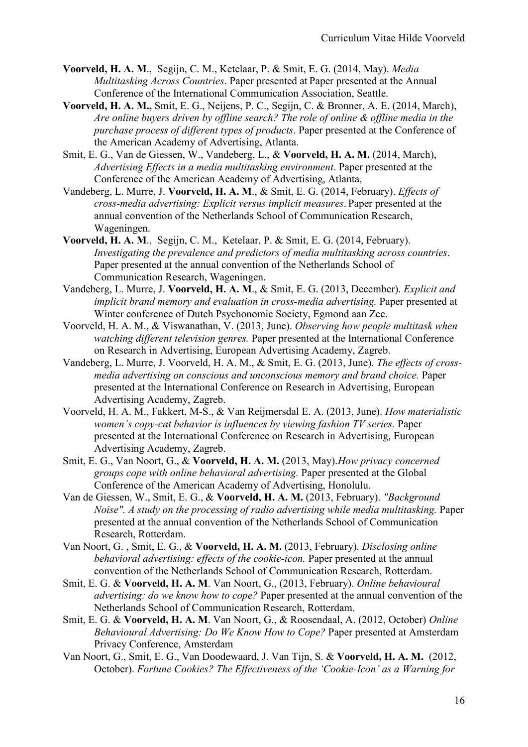**Voorveld, H. A. M**., Segijn, C. M., Ketelaar, P. & Smit, E. G. (2014, May). *Media Multitasking Across Countries*. Paper presented at Paper presented at the Annual Conference of the International Communication Association, Seattle.

**Voorveld, H. A. M.,** Smit, E. G., Neijens, P. C., Segijn, C. & Bronner, A. E. (2014, March), *Are online buyers driven by offline search? The role of online & offline media in the purchase process of different types of products*. Paper presented at the Conference of the American Academy of Advertising, Atlanta.

Smit, E. G., Van de Giessen, W., Vandeberg, L., & **Voorveld, H. A. M.** (2014, March), *Advertising Effects in a media multitasking environment*. Paper presented at the Conference of the American Academy of Advertising, Atlanta,

Vandeberg, L. Murre, J. **Voorveld, H. A. M**., & Smit, E. G. (2014, February). *Effects of cross-media advertising: Explicit versus implicit measures*. Paper presented at the annual convention of the Netherlands School of Communication Research, Wageningen.

**Voorveld, H. A. M**., Segijn, C. M., Ketelaar, P. & Smit, E. G. (2014, February). *Investigating the prevalence and predictors of media multitasking across countries*. Paper presented at the annual convention of the Netherlands School of Communication Research, Wageningen.

Vandeberg, L. Murre, J. **Voorveld, H. A. M**., & Smit, E. G. (2013, December). *Explicit and implicit brand memory and evaluation in cross-media advertising.* Paper presented at Winter conference of Dutch Psychonomic Society, Egmond aan Zee.

Voorveld, H. A. M., & Viswanathan, V. (2013, June). *Observing how people multitask when watching different television genres.* Paper presented at the International Conference on Research in Advertising, European Advertising Academy, Zagreb.

Vandeberg, L. Murre, J. Voorveld, H. A. M., & Smit, E. G. (2013, June). *The effects of cross-media advertising on conscious and unconscious memory and brand choice.* Paper presented at the International Conference on Research in Advertising, European Advertising Academy, Zagreb.

Voorveld, H. A. M., Fakkert, M-S., & Van Reijmersdal E. A. (2013, June). *How materialistic women's copy-cat behavior is influences by viewing fashion TV series.* Paper presented at the International Conference on Research in Advertising, European Advertising Academy, Zagreb.

Smit, E. G., Van Noort, G., & **Voorveld, H. A. M.** (2013, May).*How privacy concerned groups cope with online behavioral advertising.* Paper presented at the Global Conference of the American Academy of Advertising, Honolulu.

Van de Giessen, W., Smit, E. G., & **Voorveld, H. A. M.** (2013, February). *"Background Noise". A study on the processing of radio advertising while media multitasking.* Paper presented at the annual convention of the Netherlands School of Communication Research, Rotterdam.

Van Noort, G. , Smit, E. G., & **Voorveld, H. A. M.** (2013, February). *Disclosing online behavioral advertising: effects of the cookie-icon.* Paper presented at the annual convention of the Netherlands School of Communication Research, Rotterdam.

Smit, E. G. & **Voorveld, H. A. M**. Van Noort, G., (2013, February). *Online behavioural advertising: do we know how to cope?* Paper presented at the annual convention of the Netherlands School of Communication Research, Rotterdam.

Smit, E. G. & **Voorveld, H. A. M**. Van Noort, G., & Roosendaal, A. (2012, October) *Online Behavioural Advertising: Do We Know How to Cope?* Paper presented at Amsterdam Privacy Conference, Amsterdam

Van Noort, G., Smit, E. G., Van Doodewaard, J. Van Tijn, S. & **Voorveld, H. A. M.** (2012, October). *Fortune Cookies? The Effectiveness of the 'Cookie-Icon' as a Warning for*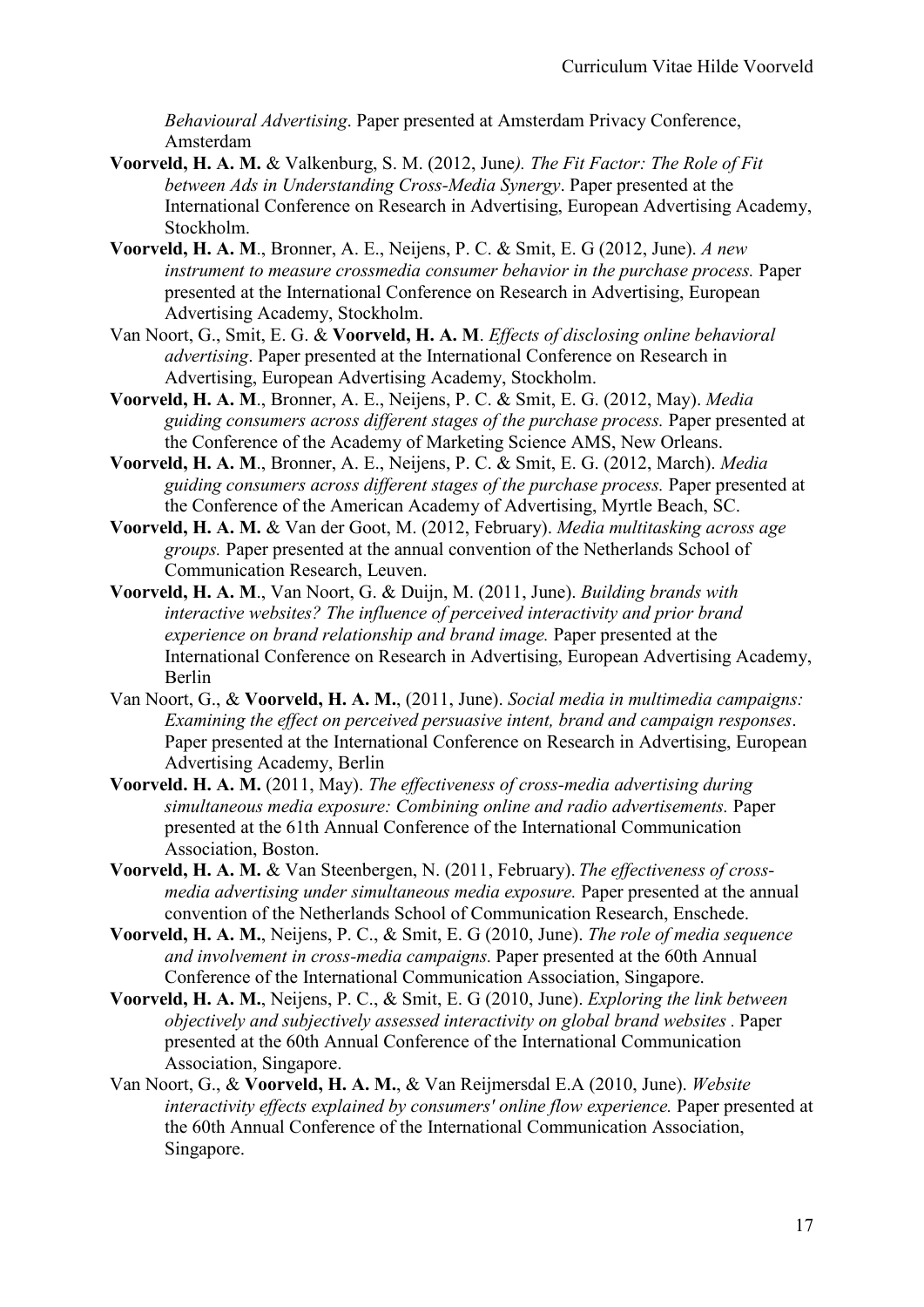*Behavioural Advertising*. Paper presented at Amsterdam Privacy Conference, Amsterdam

**Voorveld, H. A. M.** & Valkenburg, S. M. (2012, June*). The Fit Factor: The Role of Fit between Ads in Understanding Cross-Media Synergy*. Paper presented at the International Conference on Research in Advertising, European Advertising Academy, Stockholm.

**Voorveld, H. A. M**., Bronner, A. E., Neijens, P. C. & Smit, E. G (2012, June). *A new instrument to measure crossmedia consumer behavior in the purchase process.* Paper presented at the International Conference on Research in Advertising, European Advertising Academy, Stockholm.

Van Noort, G., Smit, E. G. & **Voorveld, H. A. M**. *Effects of disclosing online behavioral advertising*. Paper presented at the International Conference on Research in Advertising, European Advertising Academy, Stockholm.

**Voorveld, H. A. M**., Bronner, A. E., Neijens, P. C. & Smit, E. G. (2012, May). *Media guiding consumers across different stages of the purchase process.* Paper presented at the Conference of the Academy of Marketing Science AMS, New Orleans.

**Voorveld, H. A. M**., Bronner, A. E., Neijens, P. C. & Smit, E. G. (2012, March). *Media guiding consumers across different stages of the purchase process.* Paper presented at the Conference of the American Academy of Advertising, Myrtle Beach, SC.

**Voorveld, H. A. M.** & Van der Goot, M. (2012, February). *Media multitasking across age groups.* Paper presented at the annual convention of the Netherlands School of Communication Research, Leuven.

**Voorveld, H. A. M**., Van Noort, G. & Duijn, M. (2011, June). *Building brands with interactive websites? The influence of perceived interactivity and prior brand experience on brand relationship and brand image.* Paper presented at the International Conference on Research in Advertising, European Advertising Academy, Berlin

Van Noort, G., & **Voorveld, H. A. M.**, (2011, June). *Social media in multimedia campaigns: Examining the effect on perceived persuasive intent, brand and campaign responses*. Paper presented at the International Conference on Research in Advertising, European Advertising Academy, Berlin

**Voorveld. H. A. M.** (2011, May). *The effectiveness of cross-media advertising during simultaneous media exposure: Combining online and radio advertisements.* Paper presented at the 61th Annual Conference of the International Communication Association, Boston.

**Voorveld, H. A. M.** & Van Steenbergen, N. (2011, February). *The effectiveness of cross-media advertising under simultaneous media exposure.* Paper presented at the annual convention of the Netherlands School of Communication Research, Enschede.

**Voorveld, H. A. M.**, Neijens, P. C., & Smit, E. G (2010, June). *The role of media sequence and involvement in cross-media campaigns.* Paper presented at the 60th Annual Conference of the International Communication Association, Singapore.

**Voorveld, H. A. M.**, Neijens, P. C., & Smit, E. G (2010, June). *Exploring the link between objectively and subjectively assessed interactivity on global brand websites .* Paper presented at the 60th Annual Conference of the International Communication Association, Singapore.

Van Noort, G., & **Voorveld, H. A. M.**, & Van Reijmersdal E.A (2010, June). *Website interactivity effects explained by consumers' online flow experience.* Paper presented at the 60th Annual Conference of the International Communication Association, Singapore.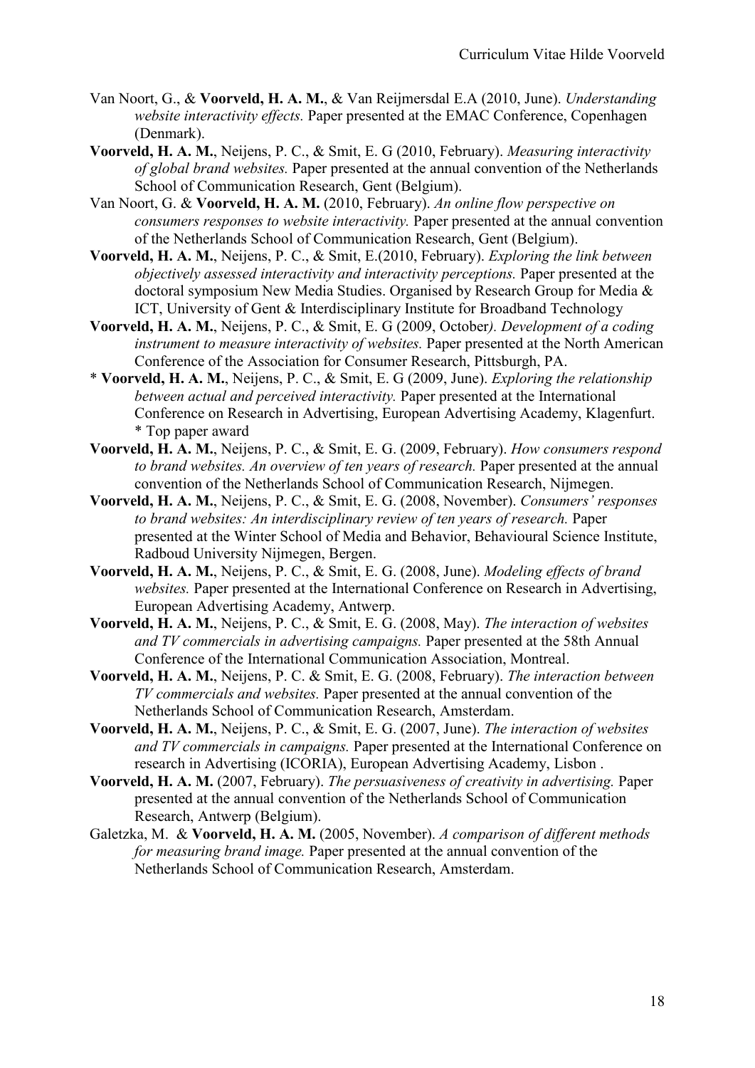Van Noort, G., & **Voorveld, H. A. M.**, & Van Reijmersdal E.A (2010, June). *Understanding website interactivity effects.* Paper presented at the EMAC Conference, Copenhagen (Denmark).

**Voorveld, H. A. M.**, Neijens, P. C., & Smit, E. G (2010, February). *Measuring interactivity of global brand websites.* Paper presented at the annual convention of the Netherlands School of Communication Research, Gent (Belgium).

Van Noort, G. & **Voorveld, H. A. M.** (2010, February). *An online flow perspective on consumers responses to website interactivity.* Paper presented at the annual convention of the Netherlands School of Communication Research, Gent (Belgium).

**Voorveld, H. A. M.**, Neijens, P. C., & Smit, E.(2010, February). *Exploring the link between objectively assessed interactivity and interactivity perceptions.* Paper presented at the doctoral symposium New Media Studies. Organised by Research Group for Media & ICT, University of Gent & Interdisciplinary Institute for Broadband Technology

**Voorveld, H. A. M.**, Neijens, P. C., & Smit, E. G (2009, October*). Development of a coding instrument to measure interactivity of websites.* Paper presented at the North American Conference of the Association for Consumer Research, Pittsburgh, PA.

* **Voorveld, H. A. M.**, Neijens, P. C., & Smit, E. G (2009, June). *Exploring the relationship between actual and perceived interactivity.* Paper presented at the International Conference on Research in Advertising, European Advertising Academy, Klagenfurt. * Top paper award

**Voorveld, H. A. M.**, Neijens, P. C., & Smit, E. G. (2009, February). *How consumers respond to brand websites. An overview of ten years of research.* Paper presented at the annual convention of the Netherlands School of Communication Research, Nijmegen.

**Voorveld, H. A. M.**, Neijens, P. C., & Smit, E. G. (2008, November). *Consumers' responses to brand websites: An interdisciplinary review of ten years of research.* Paper presented at the Winter School of Media and Behavior, Behavioural Science Institute, Radboud University Nijmegen, Bergen.

**Voorveld, H. A. M.**, Neijens, P. C., & Smit, E. G. (2008, June). *Modeling effects of brand websites.* Paper presented at the International Conference on Research in Advertising, European Advertising Academy, Antwerp.

**Voorveld, H. A. M.**, Neijens, P. C., & Smit, E. G. (2008, May). *The interaction of websites and TV commercials in advertising campaigns.* Paper presented at the 58th Annual Conference of the International Communication Association, Montreal.

**Voorveld, H. A. M.**, Neijens, P. C. & Smit, E. G. (2008, February). *The interaction between TV commercials and websites.* Paper presented at the annual convention of the Netherlands School of Communication Research, Amsterdam.

**Voorveld, H. A. M.**, Neijens, P. C., & Smit, E. G. (2007, June). *The interaction of websites and TV commercials in campaigns.* Paper presented at the International Conference on research in Advertising (ICORIA), European Advertising Academy, Lisbon .

**Voorveld, H. A. M.** (2007, February). *The persuasiveness of creativity in advertising.* Paper presented at the annual convention of the Netherlands School of Communication Research, Antwerp (Belgium).

Galetzka, M. & **Voorveld, H. A. M.** (2005, November). *A comparison of different methods for measuring brand image.* Paper presented at the annual convention of the Netherlands School of Communication Research, Amsterdam.